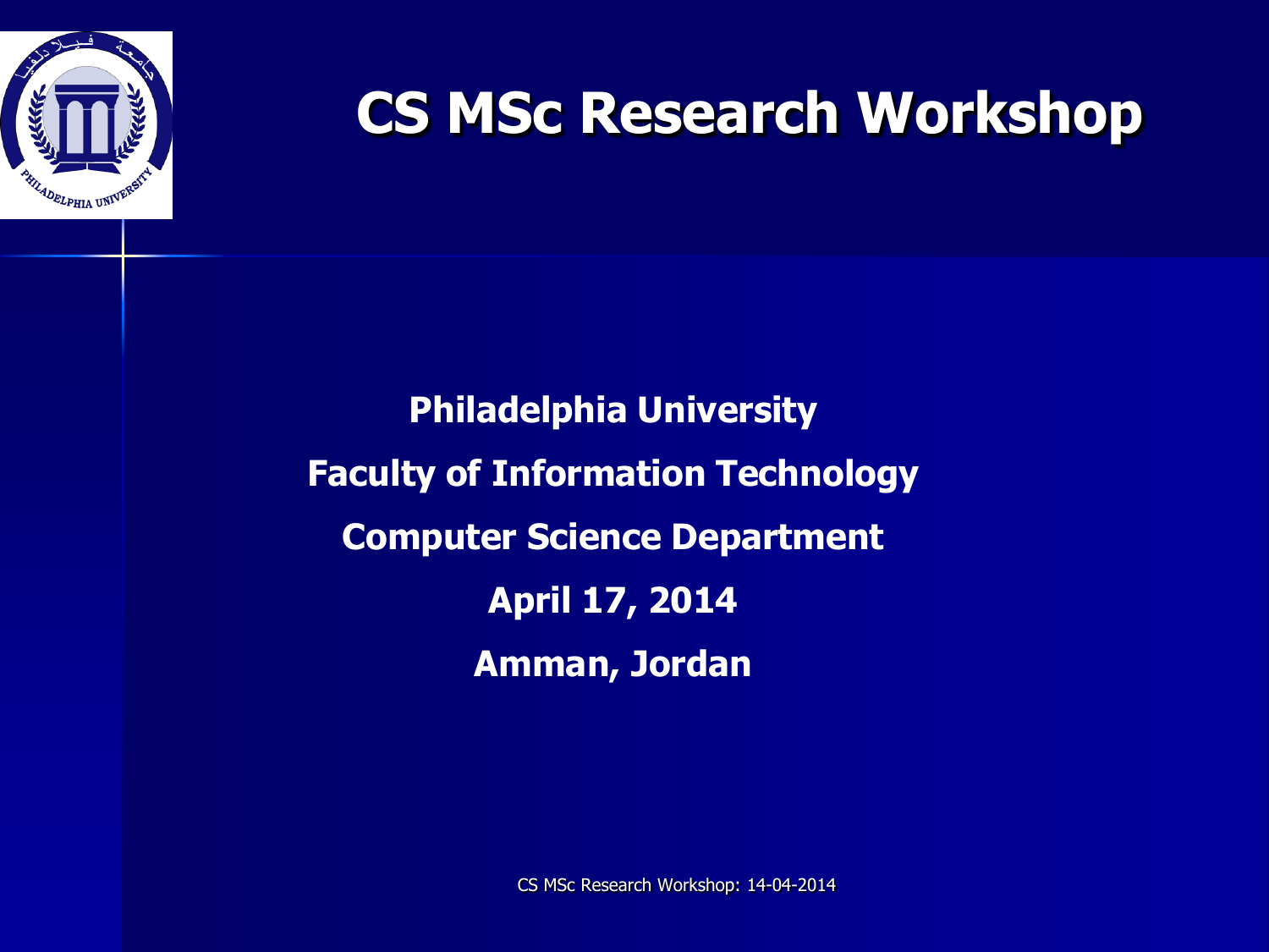# CS MSc Research Workshop

**Philadelphia University**

**Faculty of Information Technology**

**Computer Science Department**

**April 17, 2014**

**Amman, Jordan**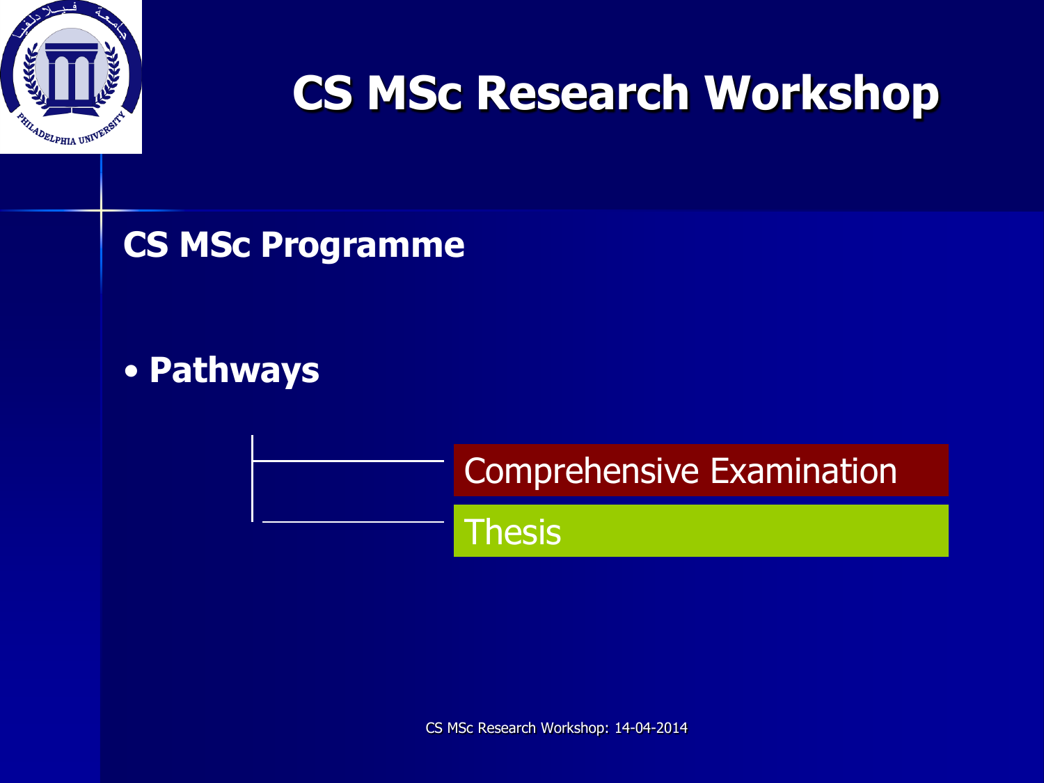# CS MSc Research Workshop

## CS MSc Programme

- **Pathways**
  - Comprehensive Examination
  - Thesis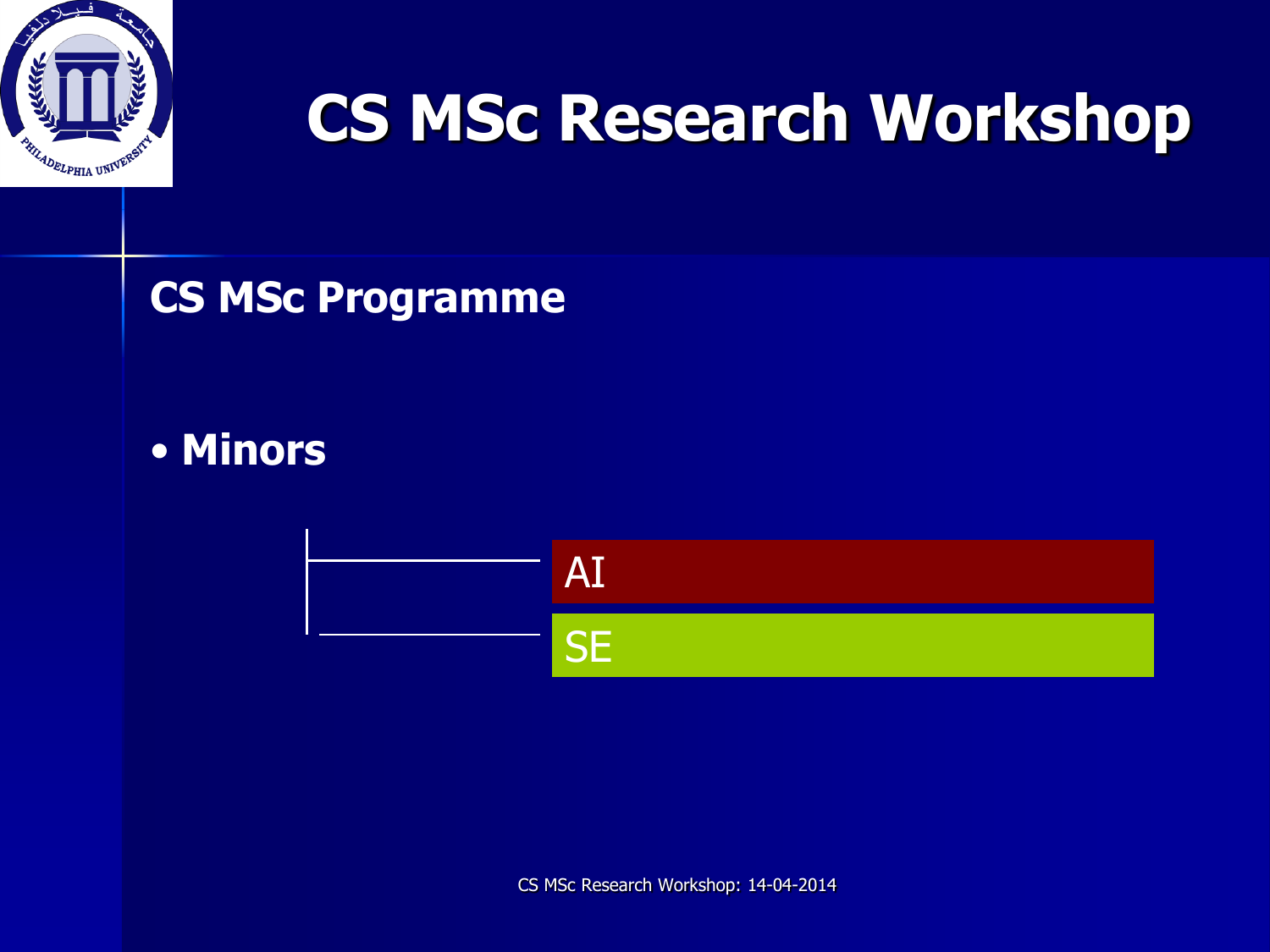# CS MSc Research Workshop

## CS MSc Programme

- **Minors**
  - AI
  - SE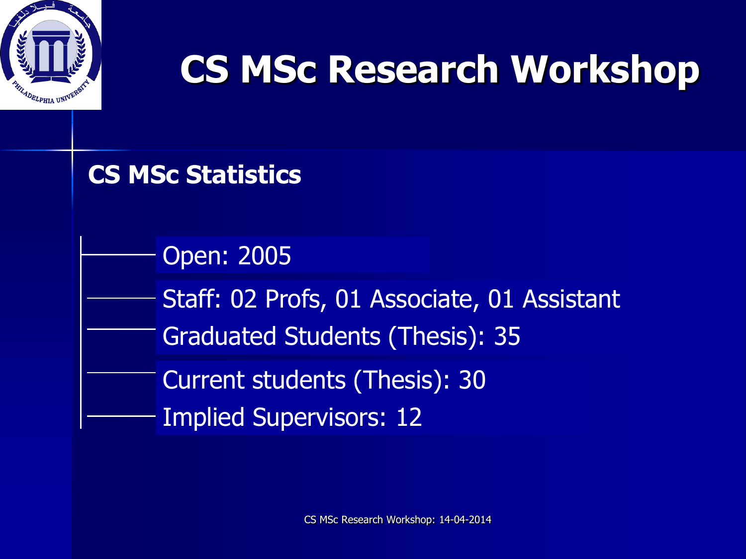# CS MSc Research Workshop

## CS MSc Statistics

- Open: 2005
- Staff: 02 Profs, 01 Associate, 01 Assistant
- Graduated Students (Thesis): 35
- Current students (Thesis): 30
- Implied Supervisors: 12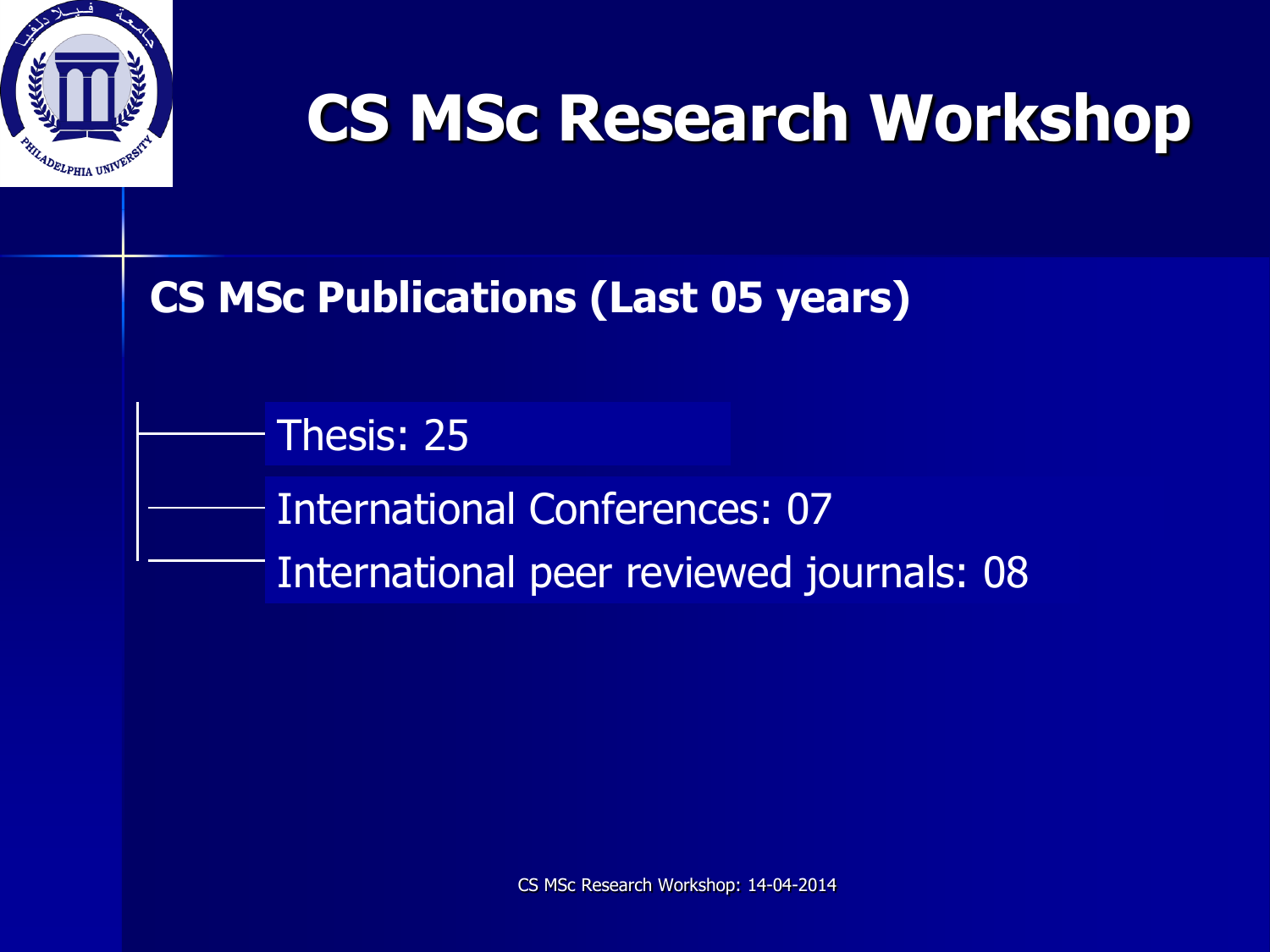# CS MSc Research Workshop

## CS MSc Publications (Last 05 years)

- Thesis: 25
- International Conferences: 07
- International peer reviewed journals: 08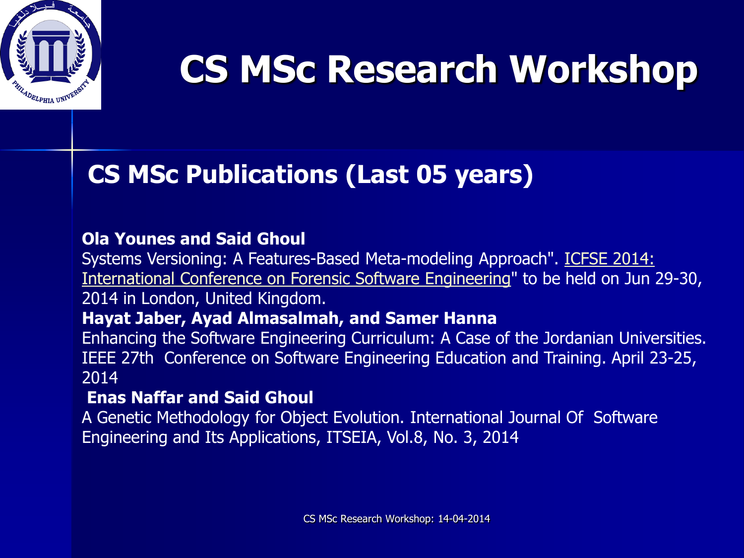# CS MSc Research Workshop

## CS MSc Publications (Last 05 years)

**Ola Younes and Said Ghoul**
Systems Versioning: A Features-Based Meta-modeling Approach". ICFSE 2014: International Conference on Forensic Software Engineering" to be held on Jun 29-30, 2014 in London, United Kingdom.

**Hayat Jaber, Ayad Almasalmah, and Samer Hanna**
Enhancing the Software Engineering Curriculum: A Case of the Jordanian Universities. IEEE 27th Conference on Software Engineering Education and Training. April 23-25, 2014

**Enas Naffar and Said Ghoul**
A Genetic Methodology for Object Evolution. International Journal Of Software Engineering and Its Applications, ITSEIA, Vol.8, No. 3, 2014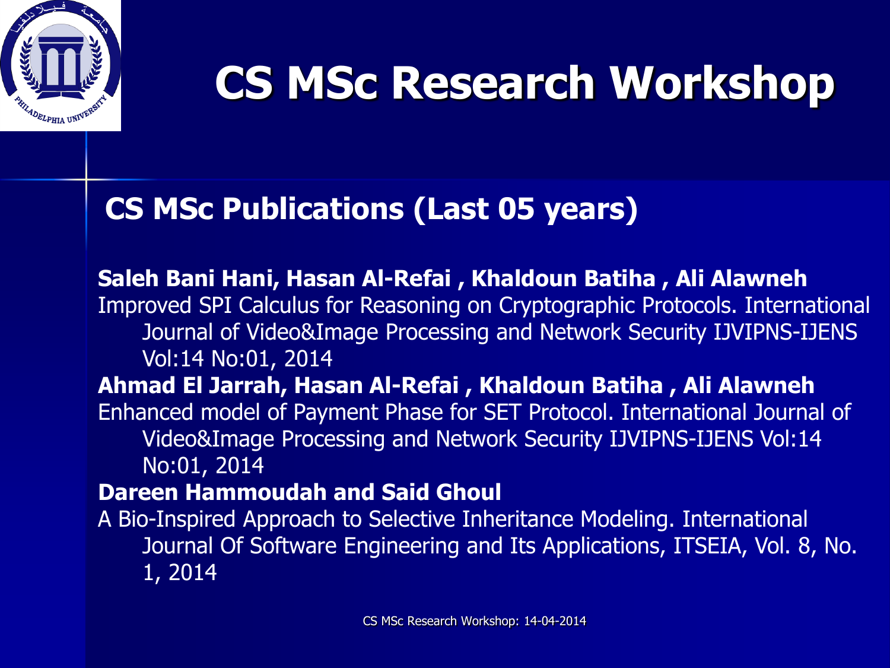# CS MSc Research Workshop

## CS MSc Publications (Last 05 years)

**Saleh Bani Hani, Hasan Al-Refai , Khaldoun Batiha , Ali Alawneh**
Improved SPI Calculus for Reasoning on Cryptographic Protocols. International Journal of Video&Image Processing and Network Security IJVIPNS-IJENS Vol:14 No:01, 2014

**Ahmad El Jarrah, Hasan Al-Refai , Khaldoun Batiha , Ali Alawneh**
Enhanced model of Payment Phase for SET Protocol. International Journal of Video&Image Processing and Network Security IJVIPNS-IJENS Vol:14 No:01, 2014

**Dareen Hammoudah and Said Ghoul**
A Bio-Inspired Approach to Selective Inheritance Modeling. International Journal Of Software Engineering and Its Applications, ITSEIA, Vol. 8, No. 1, 2014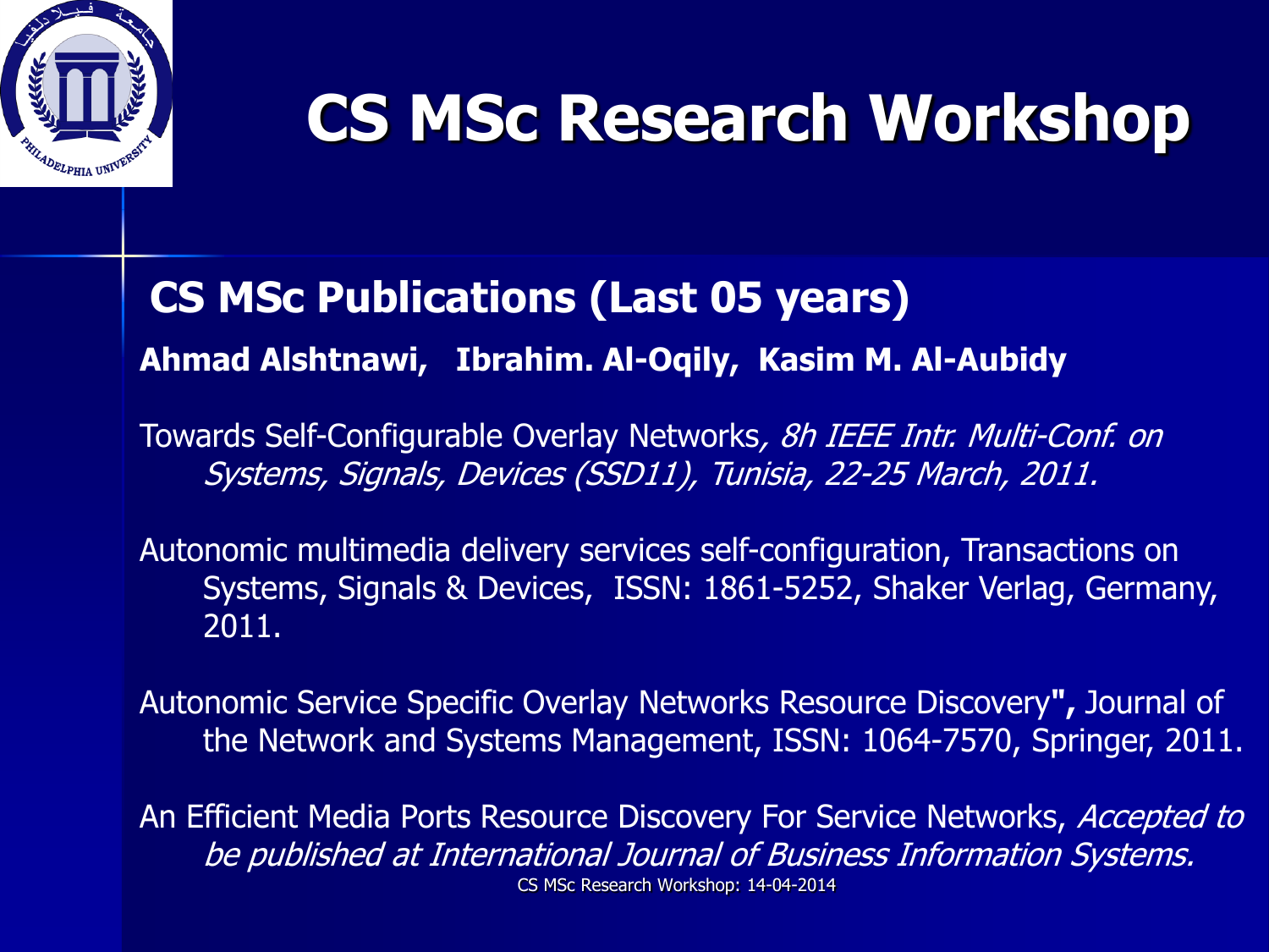# CS MSc Research Workshop

## CS MSc Publications (Last 05 years)

**Ahmad Alshtnawi, Ibrahim. Al-Oqily, Kasim M. Al-Aubidy**

Towards Self-Configurable Overlay Networks*, 8h IEEE Intr. Multi-Conf. on Systems, Signals, Devices (SSD11), Tunisia, 22-25 March, 2011.*

Autonomic multimedia delivery services self-configuration, Transactions on Systems, Signals & Devices, ISSN: 1861-5252, Shaker Verlag, Germany, 2011.

Autonomic Service Specific Overlay Networks Resource Discovery**",** Journal of the Network and Systems Management, ISSN: 1064-7570, Springer, 2011.

An Efficient Media Ports Resource Discovery For Service Networks, *Accepted to be published at International Journal of Business Information Systems.*

CS MSc Research Workshop: 14-04-2014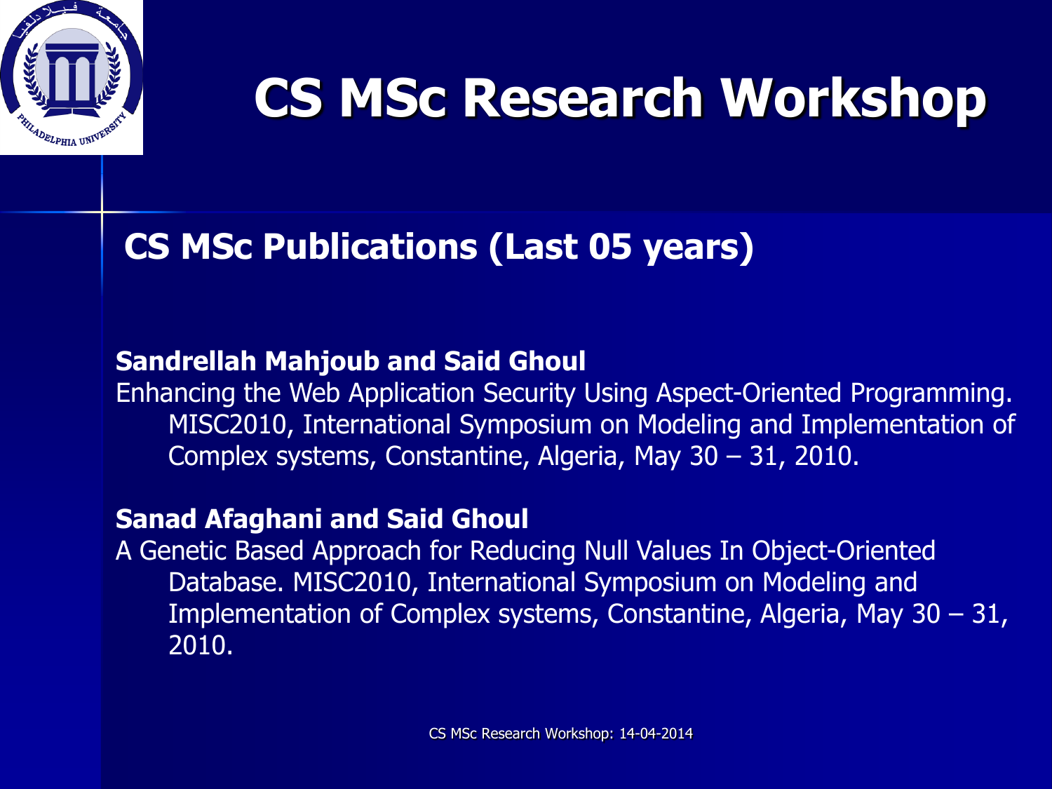# CS MSc Research Workshop

## CS MSc Publications (Last 05 years)

**Sandrellah Mahjoub and Said Ghoul**

Enhancing the Web Application Security Using Aspect-Oriented Programming. MISC2010, International Symposium on Modeling and Implementation of Complex systems, Constantine, Algeria, May 30 – 31, 2010.

**Sanad Afaghani and Said Ghoul**

A Genetic Based Approach for Reducing Null Values In Object-Oriented Database. MISC2010, International Symposium on Modeling and Implementation of Complex systems, Constantine, Algeria, May 30 – 31, 2010.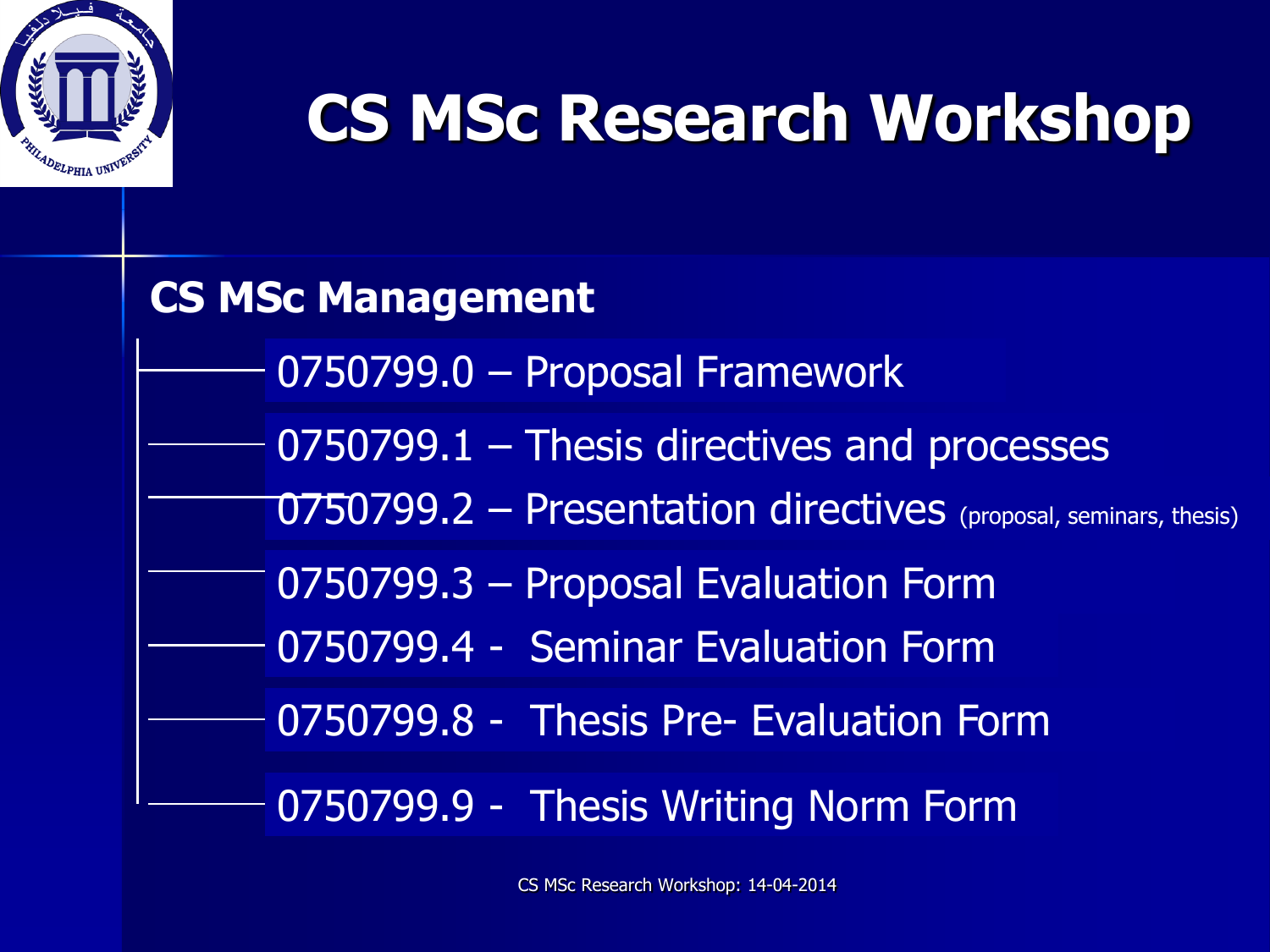# CS MSc Research Workshop

## CS MSc Management

- 0750799.0 – Proposal Framework
- 0750799.1 – Thesis directives and processes
- 0750799.2 – Presentation directives (proposal, seminars, thesis)
- 0750799.3 – Proposal Evaluation Form
- 0750799.4 - Seminar Evaluation Form
- 0750799.8 - Thesis Pre- Evaluation Form
- 0750799.9 - Thesis Writing Norm Form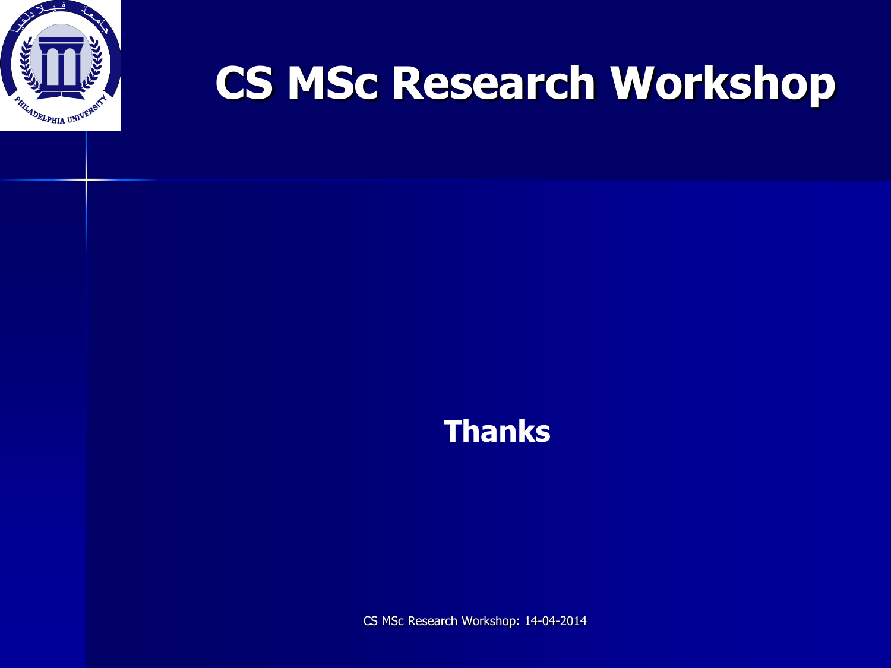# CS MSc Research Workshop

**Thanks**